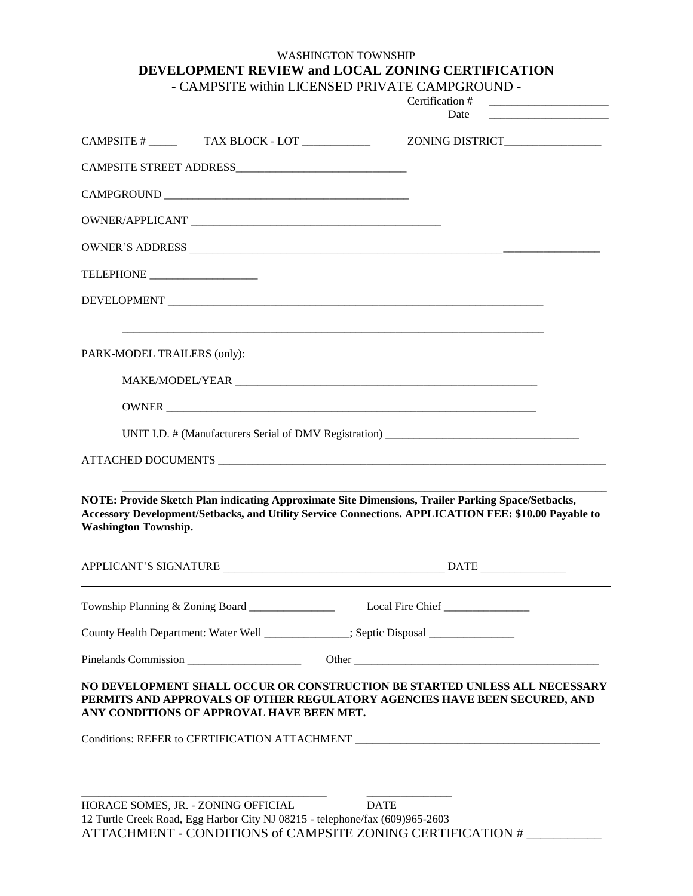WASHINGTON TOWNSHIP

# DEVELOPMENT REVIEW and LOCAL ZONING CERTIFICATION

- CAMPSITE within LICENSED PRIVATE CAMPGROUND -

Certification # ____________________

Date ____________________

CAMPSITE # _____ TAX BLOCK - LOT ____________ ZONING DISTRICT_________________

CAMPSITE STREET ADDRESS______________________________

CAMPGROUND ___________________________________________

OWNER/APPLICANT _____________________________________________

OWNER'S ADDRESS ___________________________________________________________________________

TELEPHONE ___________________

DEVELOPMENT ____________________________________________________________________

____________________________________________________________________

PARK-MODEL TRAILERS (only):

MAKE/MODEL/YEAR _______________________________________________________

OWNER ____________________________________________________________________

UNIT I.D. # (Manufacturers Serial of DMV Registration) __________________________________

ATTACHED DOCUMENTS ______________________________________________________________________

______________________________________________________________________

**NOTE: Provide Sketch Plan indicating Approximate Site Dimensions, Trailer Parking Space/Setbacks, Accessory Development/Setbacks, and Utility Service Connections. APPLICATION FEE: $10.00 Payable to Washington Township.**

APPLICANT'S SIGNATURE _______________________________________ DATE _______________

---

Township Planning & Zoning Board _______________ Local Fire Chief _______________

County Health Department: Water Well _______________; Septic Disposal _______________

Pinelands Commission ____________________ Other ____________________________________________

**NO DEVELOPMENT SHALL OCCUR OR CONSTRUCTION BE STARTED UNLESS ALL NECESSARY PERMITS AND APPROVALS OF OTHER REGULATORY AGENCIES HAVE BEEN SECURED, AND ANY CONDITIONS OF APPROVAL HAVE BEEN MET.**

Conditions: REFER to CERTIFICATION ATTACHMENT ____________________________________________

_________________________________________ _______________

HORACE SOMES, JR. - ZONING OFFICIAL DATE

12 Turtle Creek Road, Egg Harbor City NJ 08215 - telephone/fax (609)965-2603

ATTACHMENT - CONDITIONS of CAMPSITE ZONING CERTIFICATION # ___________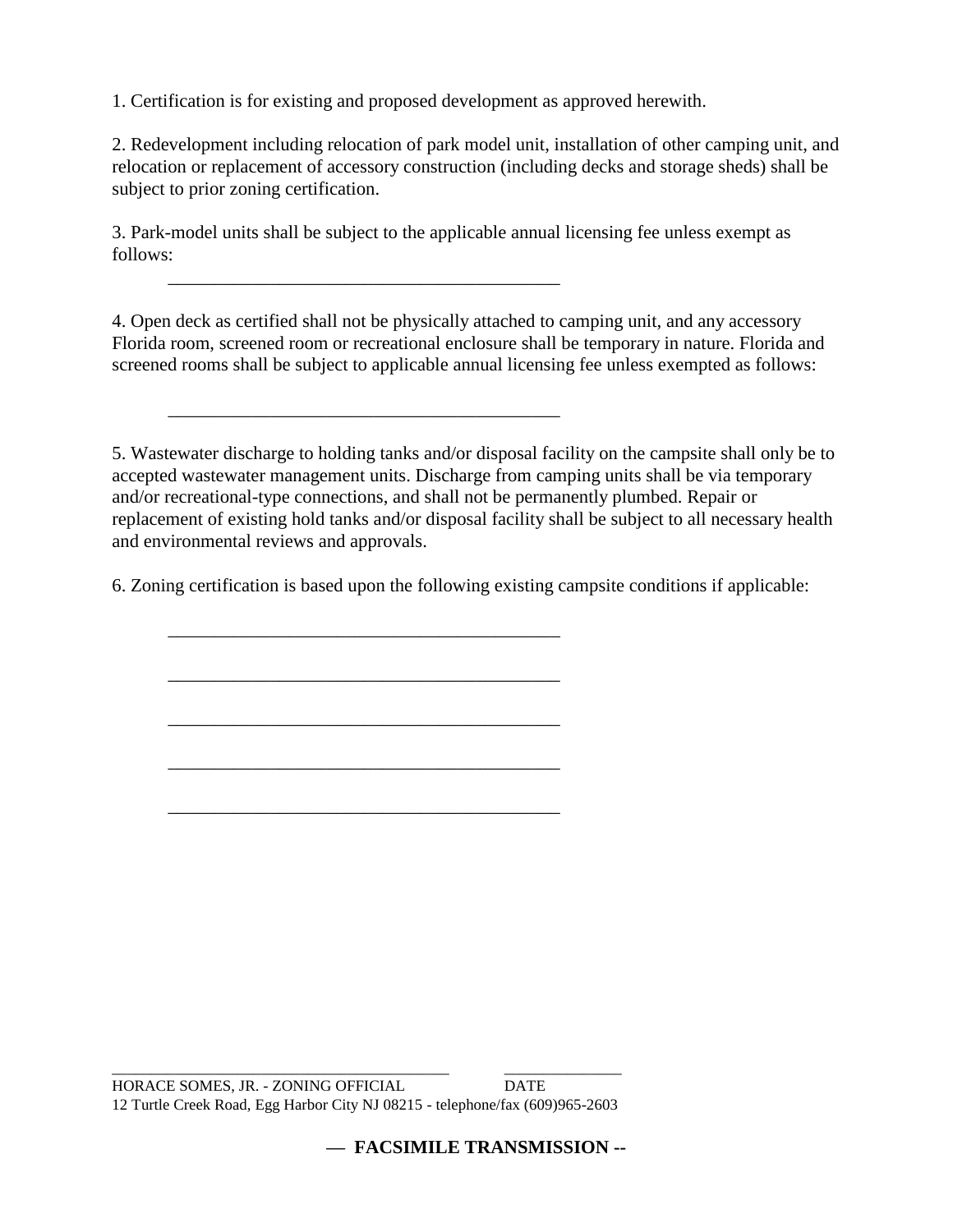1. Certification is for existing and proposed development as approved herewith.

2. Redevelopment including relocation of park model unit, installation of other camping unit, and relocation or replacement of accessory construction (including decks and storage sheds) shall be subject to prior zoning certification.

3. Park-model units shall be subject to the applicable annual licensing fee unless exempt as follows:

___________________________________________

4. Open deck as certified shall not be physically attached to camping unit, and any accessory Florida room, screened room or recreational enclosure shall be temporary in nature. Florida and screened rooms shall be subject to applicable annual licensing fee unless exempted as follows:

___________________________________________

5. Wastewater discharge to holding tanks and/or disposal facility on the campsite shall only be to accepted wastewater management units. Discharge from camping units shall be via temporary and/or recreational-type connections, and shall not be permanently plumbed. Repair or replacement of existing hold tanks and/or disposal facility shall be subject to all necessary health and environmental reviews and approvals.

6. Zoning certification is based upon the following existing campsite conditions if applicable:

___________________________________________

___________________________________________

___________________________________________

___________________________________________

___________________________________________

_____________________________________ _____________
HORACE SOMES, JR. - ZONING OFFICIAL DATE
12 Turtle Creek Road, Egg Harbor City NJ 08215 - telephone/fax (609)965-2603

**— FACSIMILE TRANSMISSION --**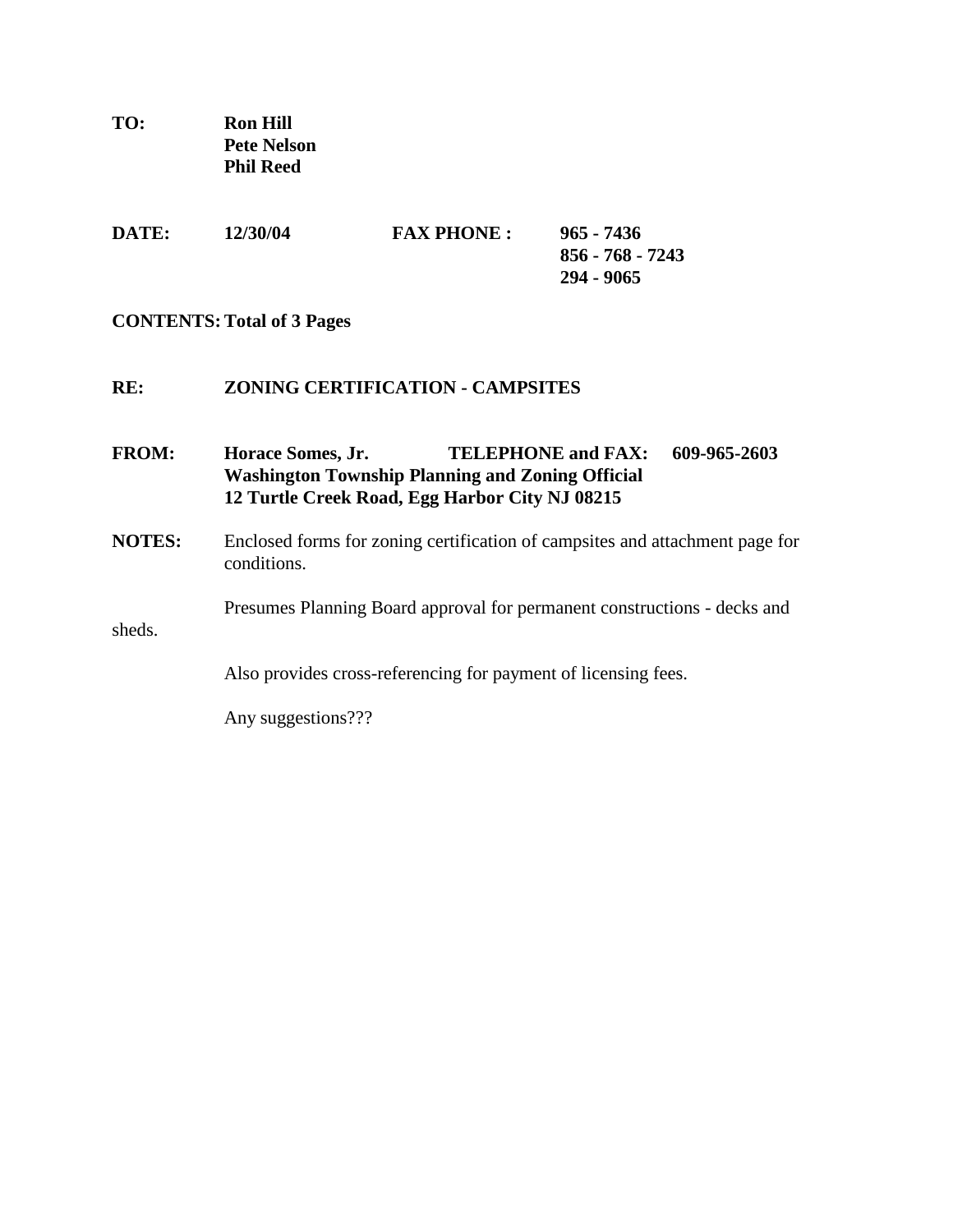**TO:** **Ron Hill**
**Pete Nelson**
**Phil Reed**

**DATE:** **12/30/04** **FAX PHONE :** **965 - 7436**
**856 - 768 - 7243**
**294 - 9065**

**CONTENTS: Total of 3 Pages**

**RE:** **ZONING CERTIFICATION - CAMPSITES**

**FROM:** **Horace Somes, Jr.** **TELEPHONE and FAX:** **609-965-2603**
**Washington Township Planning and Zoning Official**
**12 Turtle Creek Road, Egg Harbor City NJ 08215**

**NOTES:** Enclosed forms for zoning certification of campsites and attachment page for conditions.

Presumes Planning Board approval for permanent constructions - decks and sheds.

Also provides cross-referencing for payment of licensing fees.

Any suggestions???